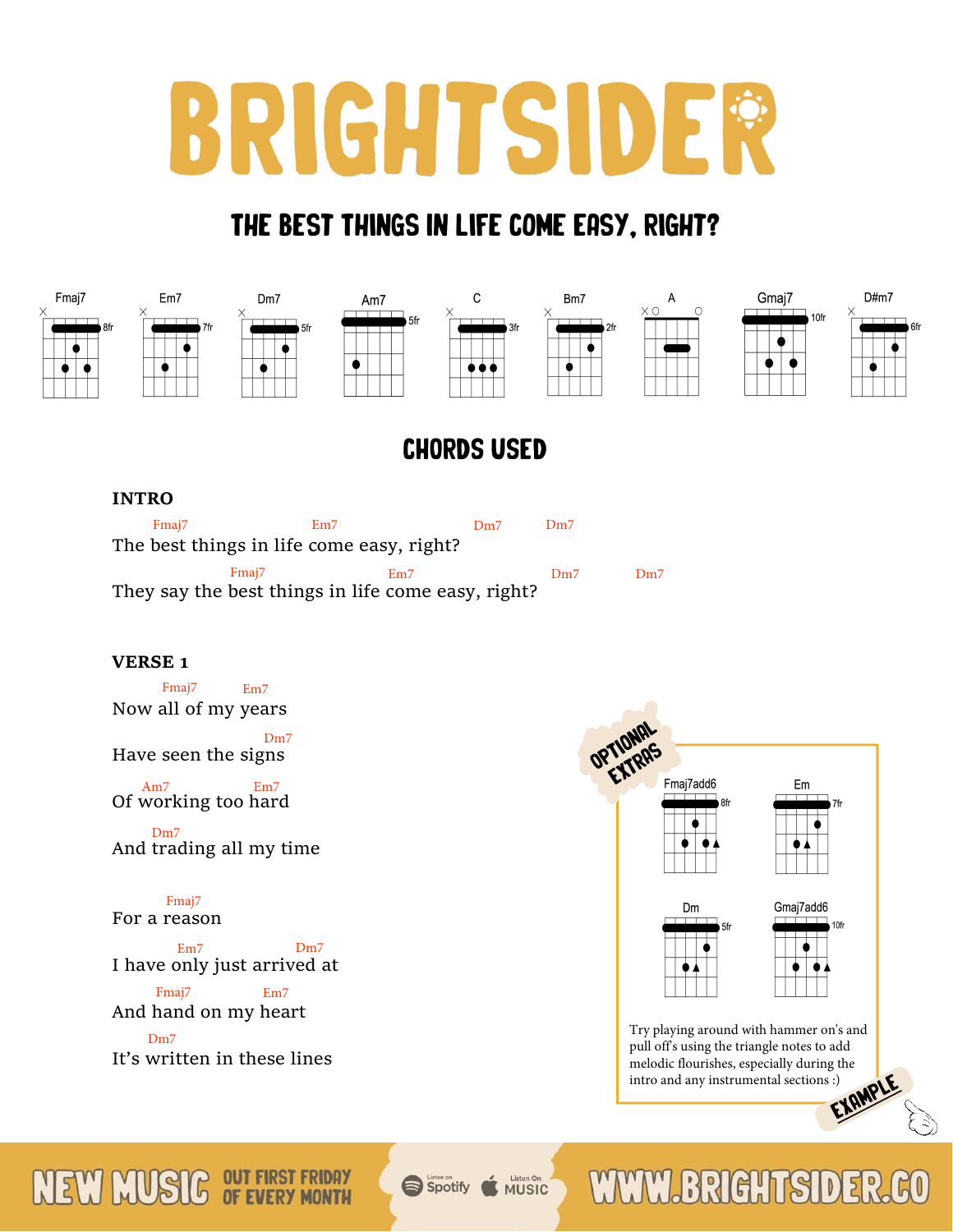# BRIGHTSIDER

## THE BEST THINGS IN LIFE COME EASY, RIGHT?

Fmaj7 (8fr) · Em7 (7fr) · Dm7 (5fr) · Am7 (5fr) · C (3fr) · Bm7 (2fr) · A · Gmaj7 (10fr) · D#m7 (6fr)

## CHORDS USED

### INTRO

```
     Fmaj7               Em7                    Dm7         Dm7
The best things in life come easy, right?

              Fmaj7               Em7                    Dm7         Dm7
They say the best things in life come easy, right?
```

### VERSE 1

```
        Fmaj7     Em7
Now all of my years

                    Dm7
Have seen the signs

    Am7           Em7
Of working too hard

      Dm7
And trading all my time

       Fmaj7
For a reason

         Em7               Dm7
I have only just arrived at

      Fmaj7          Em7
And hand on my heart

    Dm7
It's written in these lines
```

**OPTIONAL EXTRAS**

Fmaj7add6 (8fr) · Em (7fr) · Dm (5fr) · Gmaj7add6 (10fr)

Try playing around with hammer on's and pull off's using the triangle notes to add melodic flourishes, especially during the intro and any instrumental sections :)

EXAMPLE

NEW MUSIC OUT FIRST FRIDAY OF EVERY MONTH

Listen on Spotify · Listen On Apple Music

WWW.BRIGHTSIDER.CO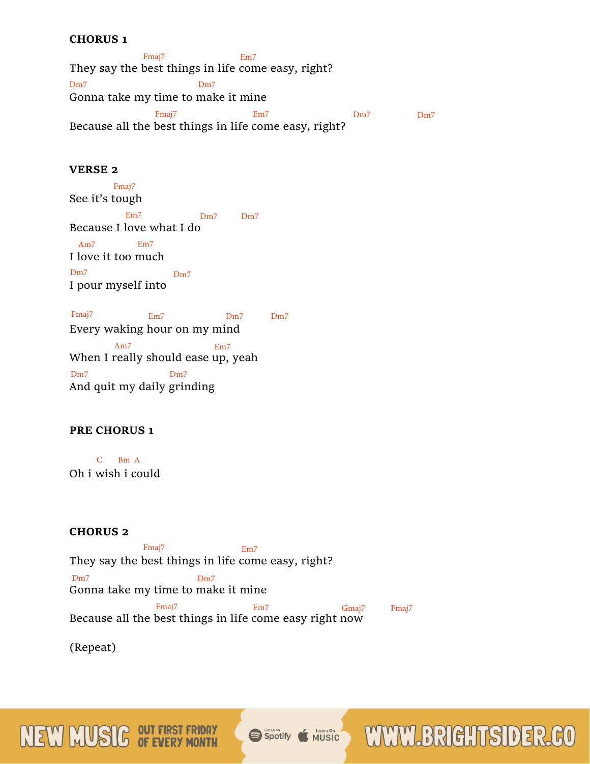**CHORUS 1**

```
                      Fmaj7                    Em7
They say the best things in life come easy, right?
Dm7                            Dm7
Gonna take my time to make it mine
                        Fmaj7                 Em7                 Dm7          Dm7
Because all the best things in life come easy, right?
```

**VERSE 2**

```
           Fmaj7
See it's tough
             Em7             Dm7      Dm7
Because I love what I do
  Am7          Em7
I love it too much
Dm7                 Dm7
I pour myself into

Fmaj7          Em7             Dm7      Dm7
Every waking hour on my mind
             Am7                Em7
When I really should ease up, yeah
Dm7                 Dm7
And quit my daily grinding
```

**PRE CHORUS 1**

```
      C     Bm  A
Oh i wish i could
```

**CHORUS 2**

```
                      Fmaj7                    Em7
They say the best things in life come easy, right?
 Dm7                           Dm7
Gonna take my time to make it mine
                        Fmaj7                 Em7              Gmaj7      Fmaj7
Because all the best things in life come easy right now
```

(Repeat)

NEW MUSIC OUT FIRST FRIDAY OF EVERY MONTH — Listen on Spotify — Listen On Apple MUSIC — WWW.BRIGHTSIDER.CO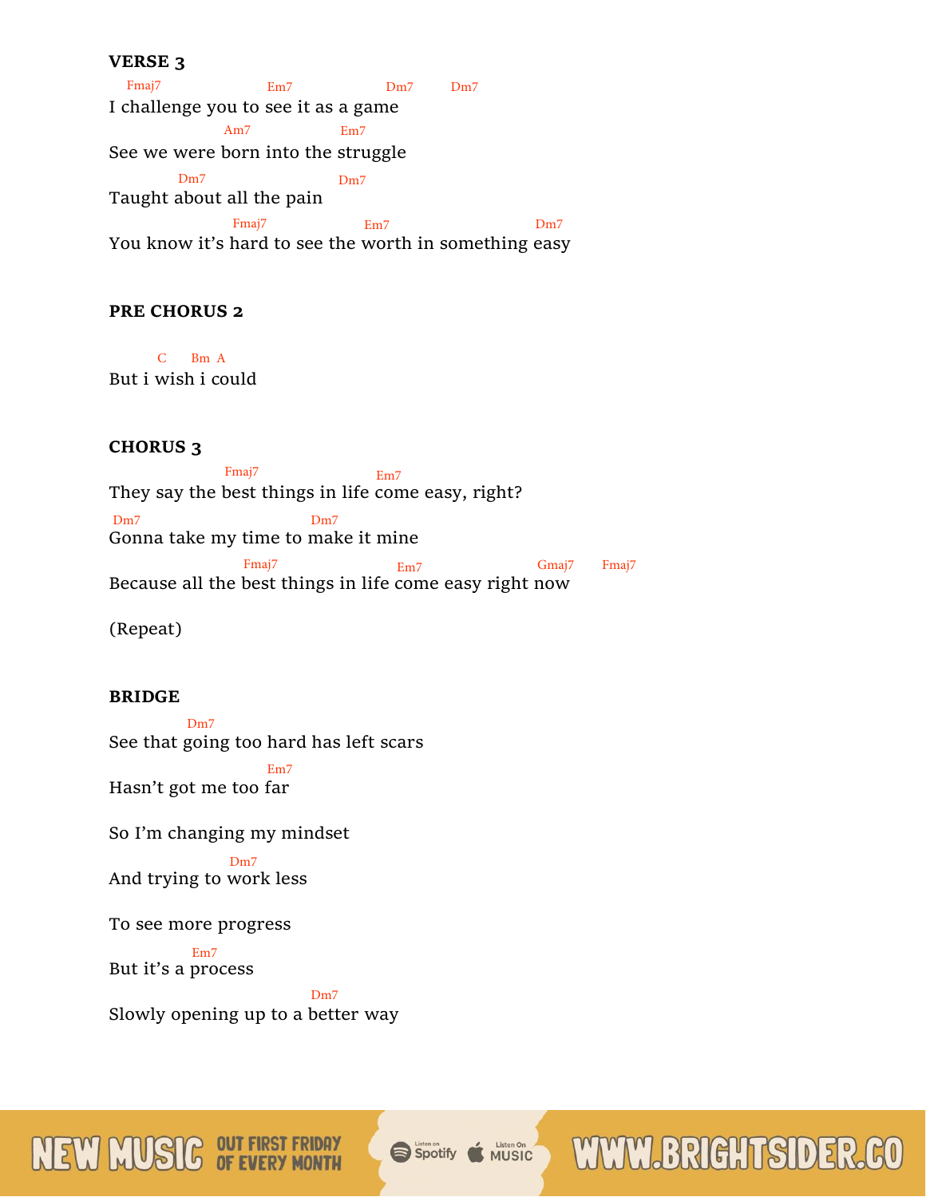**VERSE 3**

```
Fmaj7                Em7                Dm7       Dm7
I challenge you to see it as a game
                Am7              Em7
See we were born into the struggle
          Dm7                Dm7
Taught about all the pain
               Fmaj7              Em7                  Dm7
You know it's hard to see the worth in something easy
```

**PRE CHORUS 2**

```
        C     Bm  A
But i wish i could
```

**CHORUS 3**

```
                Fmaj7                   Em7
They say the best things in life come easy, right?
Dm7                     Dm7
Gonna take my time to make it mine
                  Fmaj7                   Em7                  Gmaj7      Fmaj7
Because all the best things in life come easy right now
```

(Repeat)

**BRIDGE**

```
            Dm7
See that going too hard has left scars
                  Em7
Hasn't got me too far

So I'm changing my mindset
                 Dm7
And trying to work less

To see more progress
            Em7
But it's a process
                         Dm7
Slowly opening up to a better way
```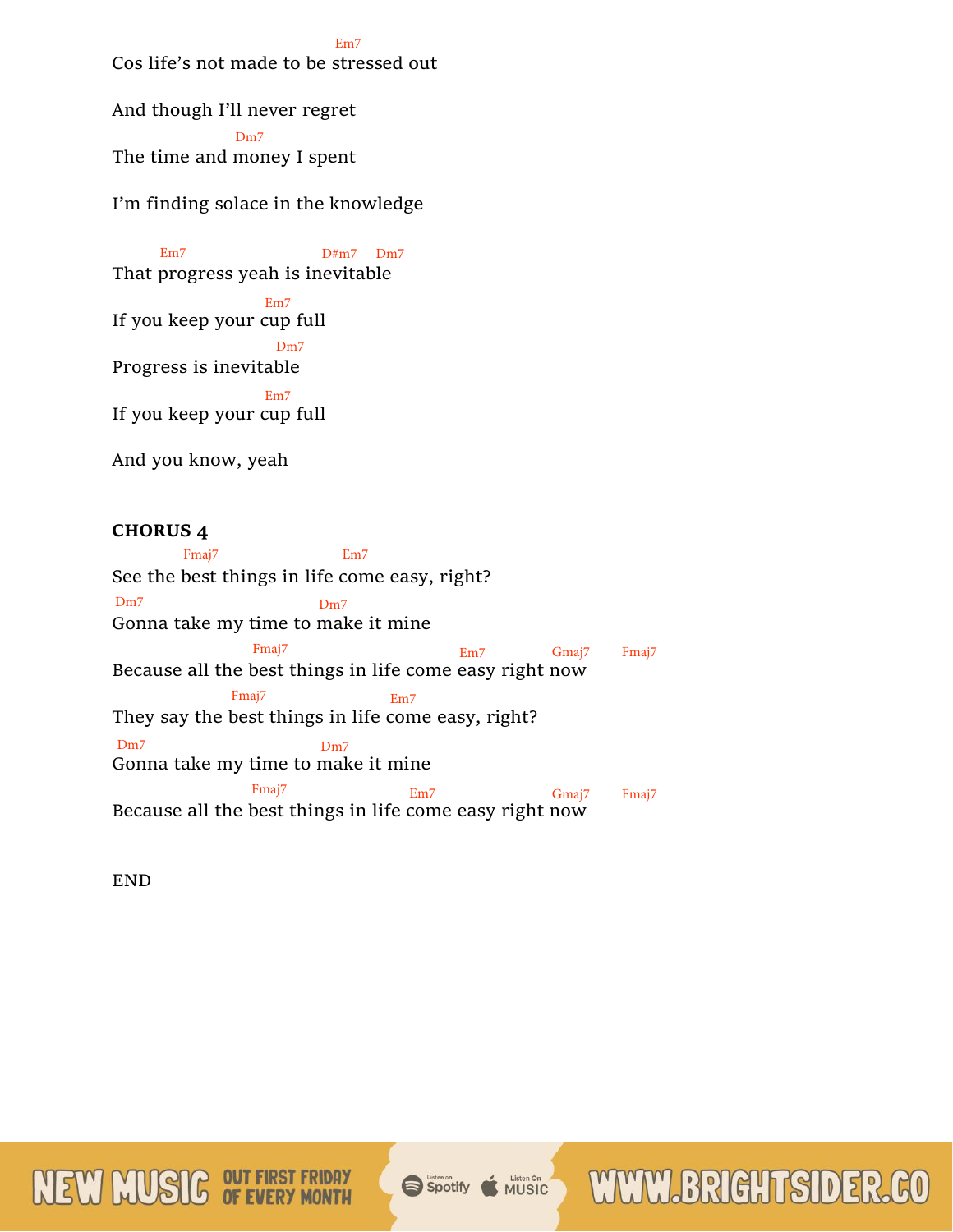```
                                  Em7
Cos life's not made to be stressed out

And though I'll never regret
                 Dm7
The time and money I spent

I'm finding solace in the knowledge

      Em7                 D#m7   Dm7
That progress yeah is inevitable
                  Em7
If you keep your cup full
                   Dm7
Progress is inevitable
                  Em7
If you keep your cup full

And you know, yeah
```

**CHORUS 4**

```
      Fmaj7                 Em7
See the best things in life come easy, right?
Dm7                   Dm7
Gonna take my time to make it mine
                Fmaj7               Em7        Gmaj7     Fmaj7
Because all the best things in life come easy right now
             Fmaj7                Em7
They say the best things in life come easy, right?
Dm7                   Dm7
Gonna take my time to make it mine
                Fmaj7            Em7           Gmaj7     Fmaj7
Because all the best things in life come easy right now
```

END